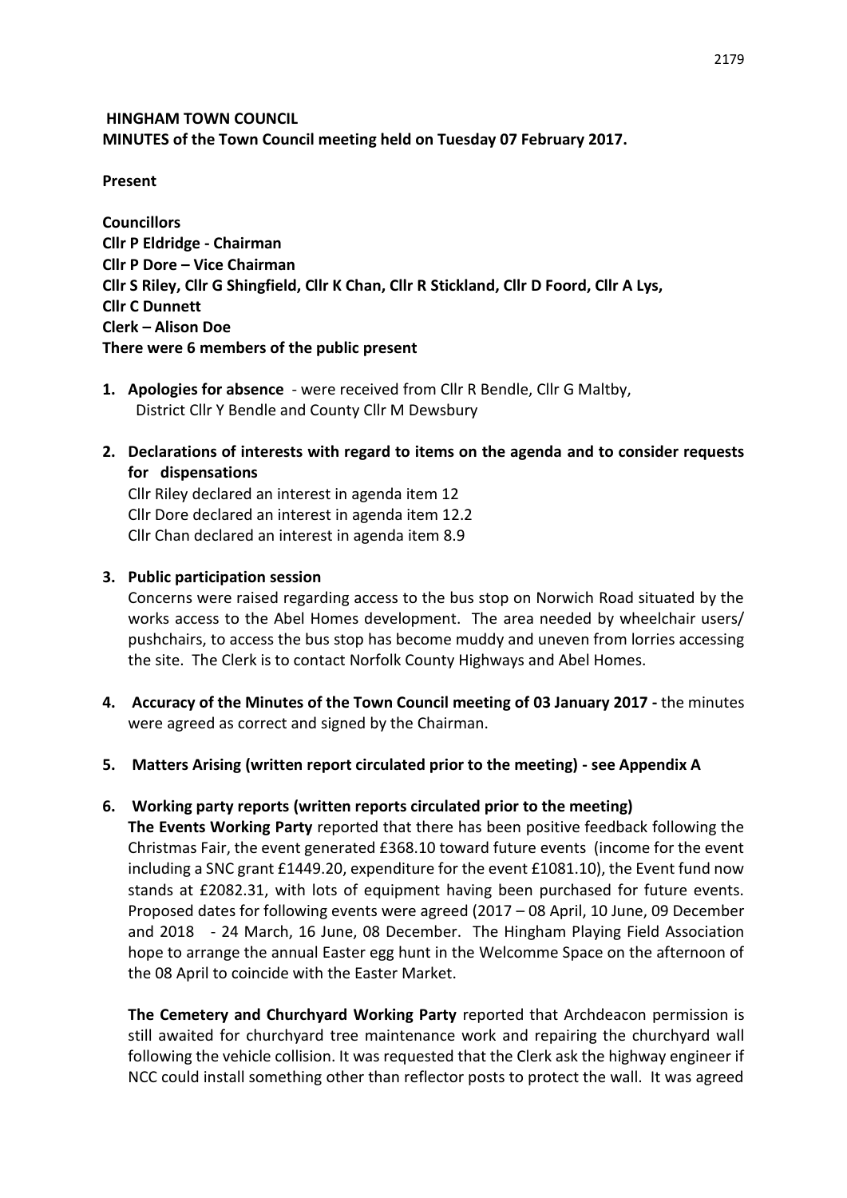**HINGHAM TOWN COUNCIL**
**MINUTES of the Town Council meeting held on Tuesday 07 February 2017.**

**Present**

**Councillors**
**Cllr P Eldridge - Chairman**
**Cllr P Dore – Vice Chairman**
**Cllr S Riley, Cllr G Shingfield, Cllr K Chan, Cllr R Stickland, Cllr D Foord, Cllr A Lys,**
**Cllr C Dunnett**
**Clerk – Alison Doe**
**There were 6 members of the public present**

1. **Apologies for absence** - were received from Cllr R Bendle, Cllr G Maltby, District Cllr Y Bendle and County Cllr M Dewsbury

2. **Declarations of interests with regard to items on the agenda and to consider requests for dispensations**
   Cllr Riley declared an interest in agenda item 12
   Cllr Dore declared an interest in agenda item 12.2
   Cllr Chan declared an interest in agenda item 8.9

3. **Public participation session**
   Concerns were raised regarding access to the bus stop on Norwich Road situated by the works access to the Abel Homes development. The area needed by wheelchair users/ pushchairs, to access the bus stop has become muddy and uneven from lorries accessing the site. The Clerk is to contact Norfolk County Highways and Abel Homes.

4. **Accuracy of the Minutes of the Town Council meeting of 03 January 2017 -** the minutes were agreed as correct and signed by the Chairman.

5. **Matters Arising (written report circulated prior to the meeting) - see Appendix A**

6. **Working party reports (written reports circulated prior to the meeting)**
   **The Events Working Party** reported that there has been positive feedback following the Christmas Fair, the event generated £368.10 toward future events (income for the event including a SNC grant £1449.20, expenditure for the event £1081.10), the Event fund now stands at £2082.31, with lots of equipment having been purchased for future events. Proposed dates for following events were agreed (2017 – 08 April, 10 June, 09 December and 2018 - 24 March, 16 June, 08 December. The Hingham Playing Field Association hope to arrange the annual Easter egg hunt in the Welcomme Space on the afternoon of the 08 April to coincide with the Easter Market.

   **The Cemetery and Churchyard Working Party** reported that Archdeacon permission is still awaited for churchyard tree maintenance work and repairing the churchyard wall following the vehicle collision. It was requested that the Clerk ask the highway engineer if NCC could install something other than reflector posts to protect the wall. It was agreed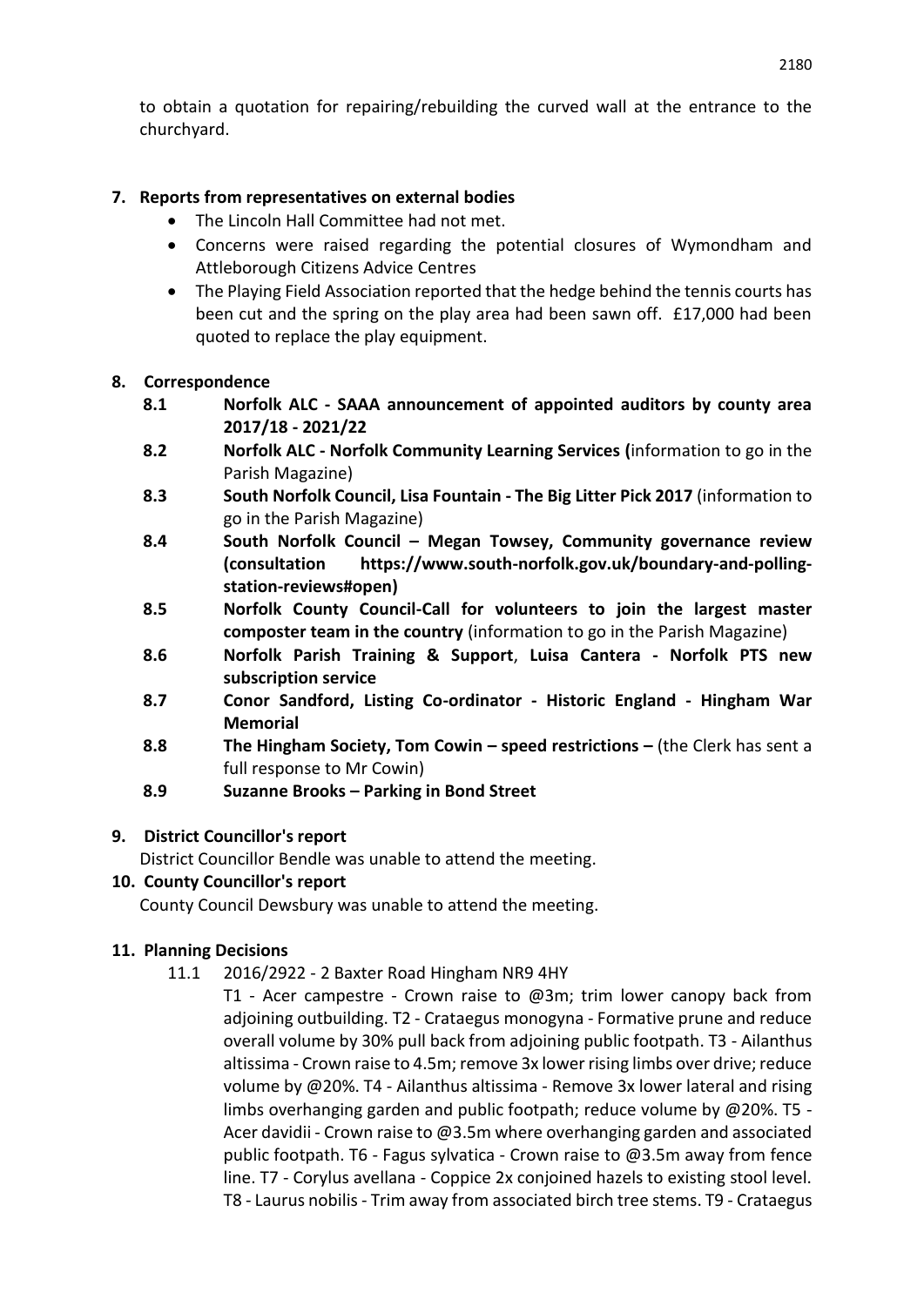to obtain a quotation for repairing/rebuilding the curved wall at the entrance to the churchyard.

## 7. Reports from representatives on external bodies

- The Lincoln Hall Committee had not met.
- Concerns were raised regarding the potential closures of Wymondham and Attleborough Citizens Advice Centres
- The Playing Field Association reported that the hedge behind the tennis courts has been cut and the spring on the play area had been sawn off. £17,000 had been quoted to replace the play equipment.

## 8. Correspondence

**8.1** **Norfolk ALC - SAAA announcement of appointed auditors by county area 2017/18 - 2021/22**

**8.2** **Norfolk ALC - Norfolk Community Learning Services (**information to go in the Parish Magazine)

**8.3** **South Norfolk Council, Lisa Fountain - The Big Litter Pick 2017** (information to go in the Parish Magazine)

**8.4** **South Norfolk Council – Megan Towsey, Community governance review (consultation https://www.south-norfolk.gov.uk/boundary-and-polling-station-reviews#open)**

**8.5** **Norfolk County Council-Call for volunteers to join the largest master composter team in the country** (information to go in the Parish Magazine)

**8.6** **Norfolk Parish Training & Support**, **Luisa Cantera - Norfolk PTS new subscription service**

**8.7** **Conor Sandford, Listing Co-ordinator - Historic England - Hingham War Memorial**

**8.8** **The Hingham Society, Tom Cowin – speed restrictions –** (the Clerk has sent a full response to Mr Cowin)

**8.9** **Suzanne Brooks – Parking in Bond Street**

## 9. District Councillor's report

District Councillor Bendle was unable to attend the meeting.

## 10. County Councillor's report

County Council Dewsbury was unable to attend the meeting.

## 11. Planning Decisions

11.1 2016/2922 - 2 Baxter Road Hingham NR9 4HY

T1 - Acer campestre - Crown raise to @3m; trim lower canopy back from adjoining outbuilding. T2 - Crataegus monogyna - Formative prune and reduce overall volume by 30% pull back from adjoining public footpath. T3 - Ailanthus altissima - Crown raise to 4.5m; remove 3x lower rising limbs over drive; reduce volume by @20%. T4 - Ailanthus altissima - Remove 3x lower lateral and rising limbs overhanging garden and public footpath; reduce volume by @20%. T5 - Acer davidii - Crown raise to @3.5m where overhanging garden and associated public footpath. T6 - Fagus sylvatica - Crown raise to @3.5m away from fence line. T7 - Corylus avellana - Coppice 2x conjoined hazels to existing stool level. T8 - Laurus nobilis - Trim away from associated birch tree stems. T9 - Crataegus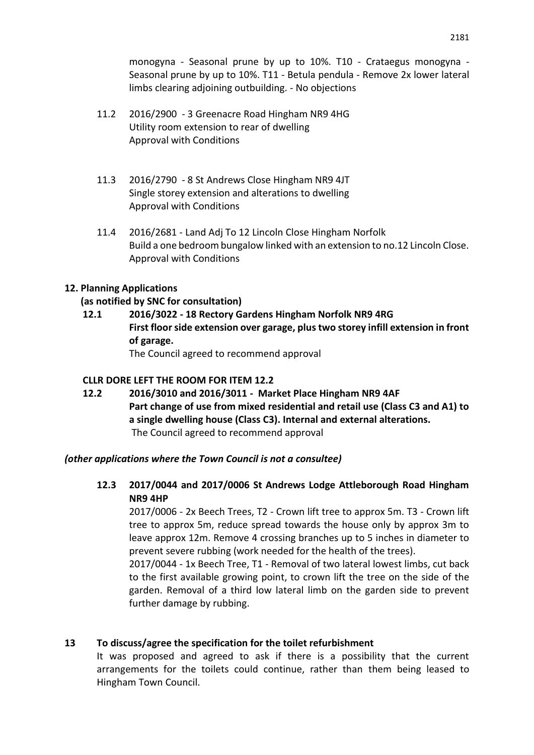monogyna - Seasonal prune by up to 10%. T10 - Crataegus monogyna - Seasonal prune by up to 10%. T11 - Betula pendula - Remove 2x lower lateral limbs clearing adjoining outbuilding. - No objections

11.2 2016/2900 - 3 Greenacre Road Hingham NR9 4HG
Utility room extension to rear of dwelling
Approval with Conditions

11.3 2016/2790 - 8 St Andrews Close Hingham NR9 4JT
Single storey extension and alterations to dwelling
Approval with Conditions

11.4 2016/2681 - Land Adj To 12 Lincoln Close Hingham Norfolk
Build a one bedroom bungalow linked with an extension to no.12 Lincoln Close.
Approval with Conditions

**12. Planning Applications**

**(as notified by SNC for consultation)**

**12.1 2016/3022 - 18 Rectory Gardens Hingham Norfolk NR9 4RG**
**First floor side extension over garage, plus two storey infill extension in front of garage.**
The Council agreed to recommend approval

**CLLR DORE LEFT THE ROOM FOR ITEM 12.2**

**12.2 2016/3010 and 2016/3011 - Market Place Hingham NR9 4AF**
**Part change of use from mixed residential and retail use (Class C3 and A1) to a single dwelling house (Class C3). Internal and external alterations.**
The Council agreed to recommend approval

***(other applications where the Town Council is not a consultee)***

**12.3 2017/0044 and 2017/0006 St Andrews Lodge Attleborough Road Hingham NR9 4HP**

2017/0006 - 2x Beech Trees, T2 - Crown lift tree to approx 5m. T3 - Crown lift tree to approx 5m, reduce spread towards the house only by approx 3m to leave approx 12m. Remove 4 crossing branches up to 5 inches in diameter to prevent severe rubbing (work needed for the health of the trees).

2017/0044 - 1x Beech Tree, T1 - Removal of two lateral lowest limbs, cut back to the first available growing point, to crown lift the tree on the side of the garden. Removal of a third low lateral limb on the garden side to prevent further damage by rubbing.

**13 To discuss/agree the specification for the toilet refurbishment**

It was proposed and agreed to ask if there is a possibility that the current arrangements for the toilets could continue, rather than them being leased to Hingham Town Council.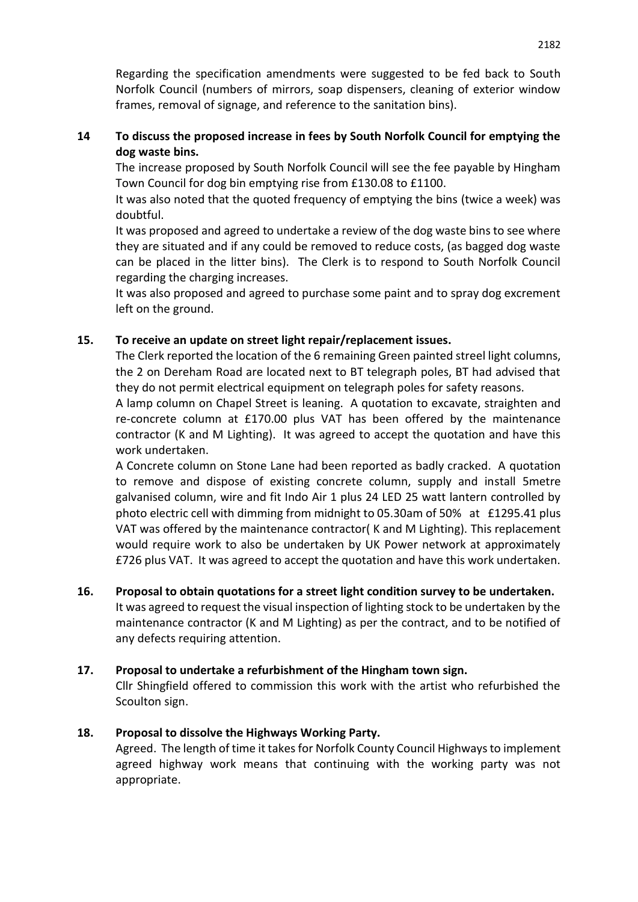Regarding the specification amendments were suggested to be fed back to South Norfolk Council (numbers of mirrors, soap dispensers, cleaning of exterior window frames, removal of signage, and reference to the sanitation bins).

**14 To discuss the proposed increase in fees by South Norfolk Council for emptying the dog waste bins.**

The increase proposed by South Norfolk Council will see the fee payable by Hingham Town Council for dog bin emptying rise from £130.08 to £1100.

It was also noted that the quoted frequency of emptying the bins (twice a week) was doubtful.

It was proposed and agreed to undertake a review of the dog waste bins to see where they are situated and if any could be removed to reduce costs, (as bagged dog waste can be placed in the litter bins). The Clerk is to respond to South Norfolk Council regarding the charging increases.

It was also proposed and agreed to purchase some paint and to spray dog excrement left on the ground.

**15. To receive an update on street light repair/replacement issues.**

The Clerk reported the location of the 6 remaining Green painted streel light columns, the 2 on Dereham Road are located next to BT telegraph poles, BT had advised that they do not permit electrical equipment on telegraph poles for safety reasons.

A lamp column on Chapel Street is leaning. A quotation to excavate, straighten and re-concrete column at £170.00 plus VAT has been offered by the maintenance contractor (K and M Lighting). It was agreed to accept the quotation and have this work undertaken.

A Concrete column on Stone Lane had been reported as badly cracked. A quotation to remove and dispose of existing concrete column, supply and install 5metre galvanised column, wire and fit Indo Air 1 plus 24 LED 25 watt lantern controlled by photo electric cell with dimming from midnight to 05.30am of 50% at £1295.41 plus VAT was offered by the maintenance contractor( K and M Lighting). This replacement would require work to also be undertaken by UK Power network at approximately £726 plus VAT. It was agreed to accept the quotation and have this work undertaken.

**16. Proposal to obtain quotations for a street light condition survey to be undertaken.**

It was agreed to request the visual inspection of lighting stock to be undertaken by the maintenance contractor (K and M Lighting) as per the contract, and to be notified of any defects requiring attention.

**17. Proposal to undertake a refurbishment of the Hingham town sign.**

Cllr Shingfield offered to commission this work with the artist who refurbished the Scoulton sign.

**18. Proposal to dissolve the Highways Working Party.**

Agreed. The length of time it takes for Norfolk County Council Highways to implement agreed highway work means that continuing with the working party was not appropriate.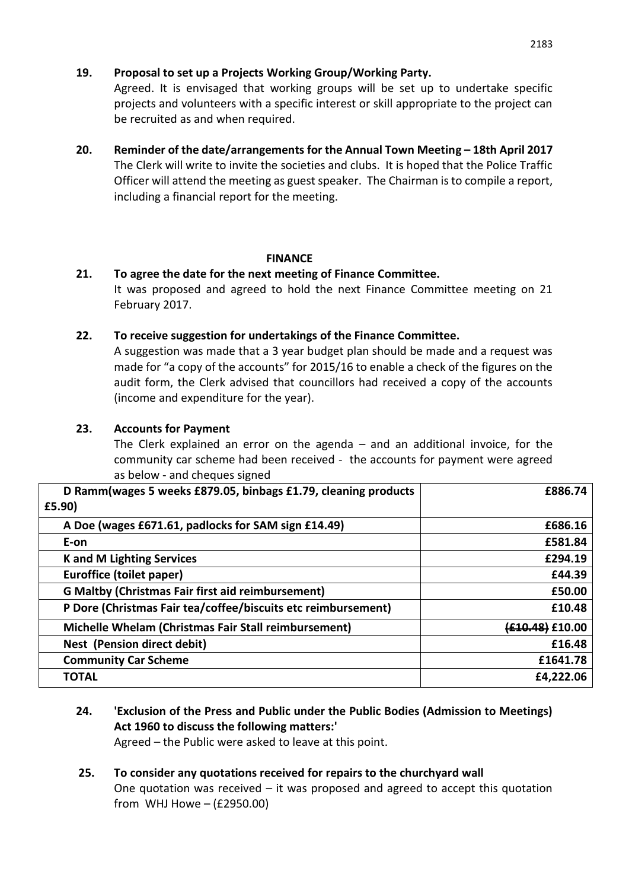**19. Proposal to set up a Projects Working Group/Working Party.**

Agreed. It is envisaged that working groups will be set up to undertake specific projects and volunteers with a specific interest or skill appropriate to the project can be recruited as and when required.

**20. Reminder of the date/arrangements for the Annual Town Meeting – 18th April 2017**

The Clerk will write to invite the societies and clubs. It is hoped that the Police Traffic Officer will attend the meeting as guest speaker. The Chairman is to compile a report, including a financial report for the meeting.

## FINANCE

**21. To agree the date for the next meeting of Finance Committee.**

It was proposed and agreed to hold the next Finance Committee meeting on 21 February 2017.

**22. To receive suggestion for undertakings of the Finance Committee.**

A suggestion was made that a 3 year budget plan should be made and a request was made for "a copy of the accounts" for 2015/16 to enable a check of the figures on the audit form, the Clerk advised that councillors had received a copy of the accounts (income and expenditure for the year).

**23. Accounts for Payment**

The Clerk explained an error on the agenda – and an additional invoice, for the community car scheme had been received - the accounts for payment were agreed as below - and cheques signed

| **D Ramm(wages 5 weeks £879.05, binbags £1.79, cleaning products £5.90)** | **£886.74** |
|---|---|
| **A Doe (wages £671.61, padlocks for SAM sign £14.49)** | **£686.16** |
| **E-on** | **£581.84** |
| **K and M Lighting Services** | **£294.19** |
| **Euroffice (toilet paper)** | **£44.39** |
| **G Maltby (Christmas Fair first aid reimbursement)** | **£50.00** |
| **P Dore (Christmas Fair tea/coffee/biscuits etc reimbursement)** | **£10.48** |
| **Michelle Whelam (Christmas Fair Stall reimbursement)** | **~~(£10.48)~~ £10.00** |
| **Nest (Pension direct debit)** | **£16.48** |
| **Community Car Scheme** | **£1641.78** |
| **TOTAL** | **£4,222.06** |

**24. 'Exclusion of the Press and Public under the Public Bodies (Admission to Meetings) Act 1960 to discuss the following matters:'**

Agreed – the Public were asked to leave at this point.

**25. To consider any quotations received for repairs to the churchyard wall**

One quotation was received – it was proposed and agreed to accept this quotation from WHJ Howe – (£2950.00)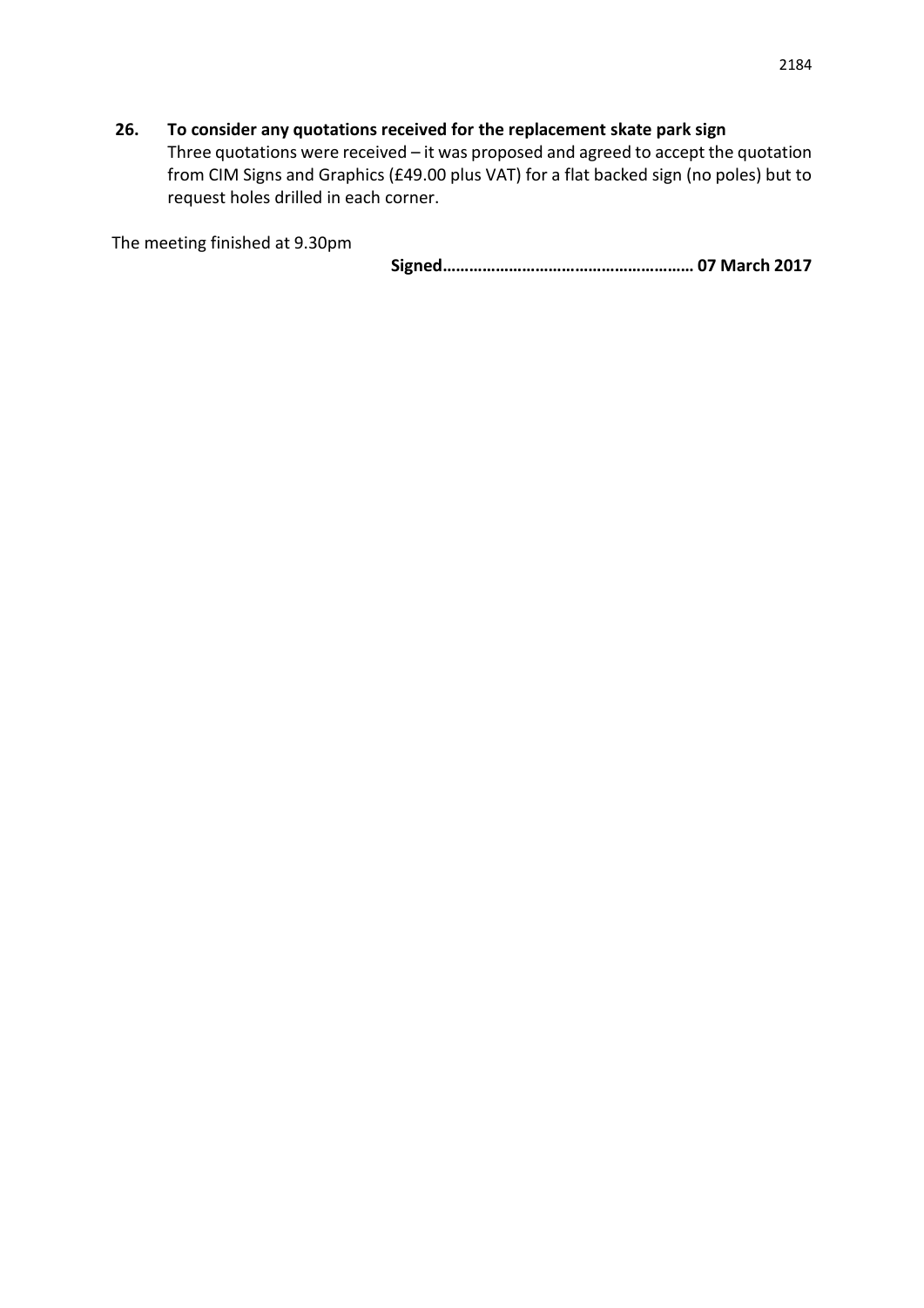**26. To consider any quotations received for the replacement skate park sign**

Three quotations were received – it was proposed and agreed to accept the quotation from CIM Signs and Graphics (£49.00 plus VAT) for a flat backed sign (no poles) but to request holes drilled in each corner.

The meeting finished at 9.30pm

**Signed………………………………………………… 07 March 2017**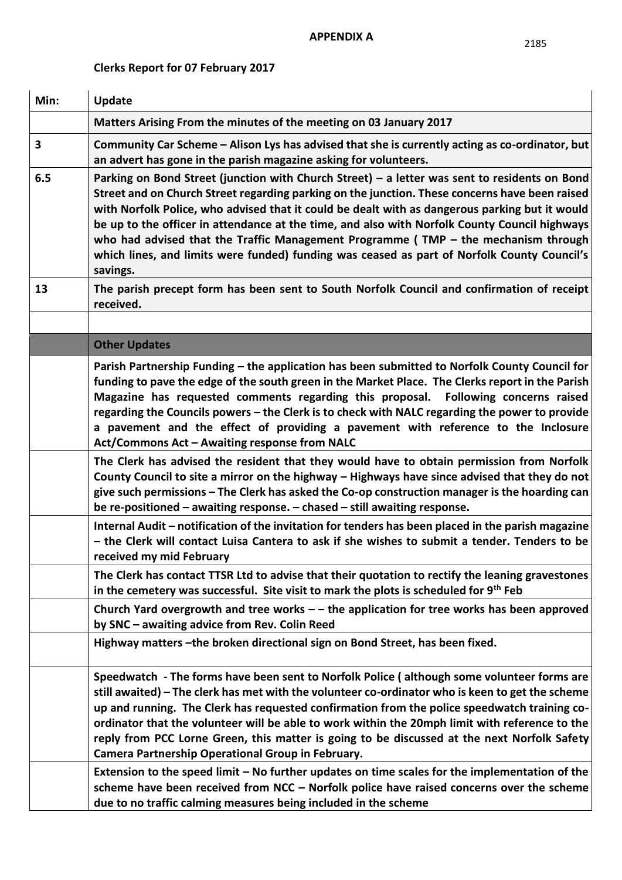**APPENDIX A**

**Clerks Report for 07 February 2017**

| Min: | Update |
|---|---|
| | **Matters Arising From the minutes of the meeting on 03 January 2017** |
| **3** | **Community Car Scheme – Alison Lys has advised that she is currently acting as co-ordinator, but an advert has gone in the parish magazine asking for volunteers.** |
| **6.5** | **Parking on Bond Street (junction with Church Street) – a letter was sent to residents on Bond Street and on Church Street regarding parking on the junction. These concerns have been raised with Norfolk Police, who advised that it could be dealt with as dangerous parking but it would be up to the officer in attendance at the time, and also with Norfolk County Council highways who had advised that the Traffic Management Programme ( TMP – the mechanism through which lines, and limits were funded) funding was ceased as part of Norfolk County Council's savings.** |
| **13** | **The parish precept form has been sent to South Norfolk Council and confirmation of receipt received.** |
| | |
| | **Other Updates** |
| | **Parish Partnership Funding – the application has been submitted to Norfolk County Council for funding to pave the edge of the south green in the Market Place. The Clerks report in the Parish Magazine has requested comments regarding this proposal. Following concerns raised regarding the Councils powers – the Clerk is to check with NALC regarding the power to provide a pavement and the effect of providing a pavement with reference to the Inclosure Act/Commons Act – Awaiting response from NALC** |
| | **The Clerk has advised the resident that they would have to obtain permission from Norfolk County Council to site a mirror on the highway – Highways have since advised that they do not give such permissions – The Clerk has asked the Co-op construction manager is the hoarding can be re-positioned – awaiting response. – chased – still awaiting response.** |
| | **Internal Audit – notification of the invitation for tenders has been placed in the parish magazine – the Clerk will contact Luisa Cantera to ask if she wishes to submit a tender. Tenders to be received my mid February** |
| | **The Clerk has contact TTSR Ltd to advise that their quotation to rectify the leaning gravestones in the cemetery was successful. Site visit to mark the plots is scheduled for 9th Feb** |
| | **Church Yard overgrowth and tree works – – the application for tree works has been approved by SNC – awaiting advice from Rev. Colin Reed** |
| | **Highway matters –the broken directional sign on Bond Street, has been fixed.** |
| | **Speedwatch - The forms have been sent to Norfolk Police ( although some volunteer forms are still awaited) – The clerk has met with the volunteer co-ordinator who is keen to get the scheme up and running. The Clerk has requested confirmation from the police speedwatch training co-ordinator that the volunteer will be able to work within the 20mph limit with reference to the reply from PCC Lorne Green, this matter is going to be discussed at the next Norfolk Safety Camera Partnership Operational Group in February.** |
| | **Extension to the speed limit – No further updates on time scales for the implementation of the scheme have been received from NCC – Norfolk police have raised concerns over the scheme due to no traffic calming measures being included in the scheme** |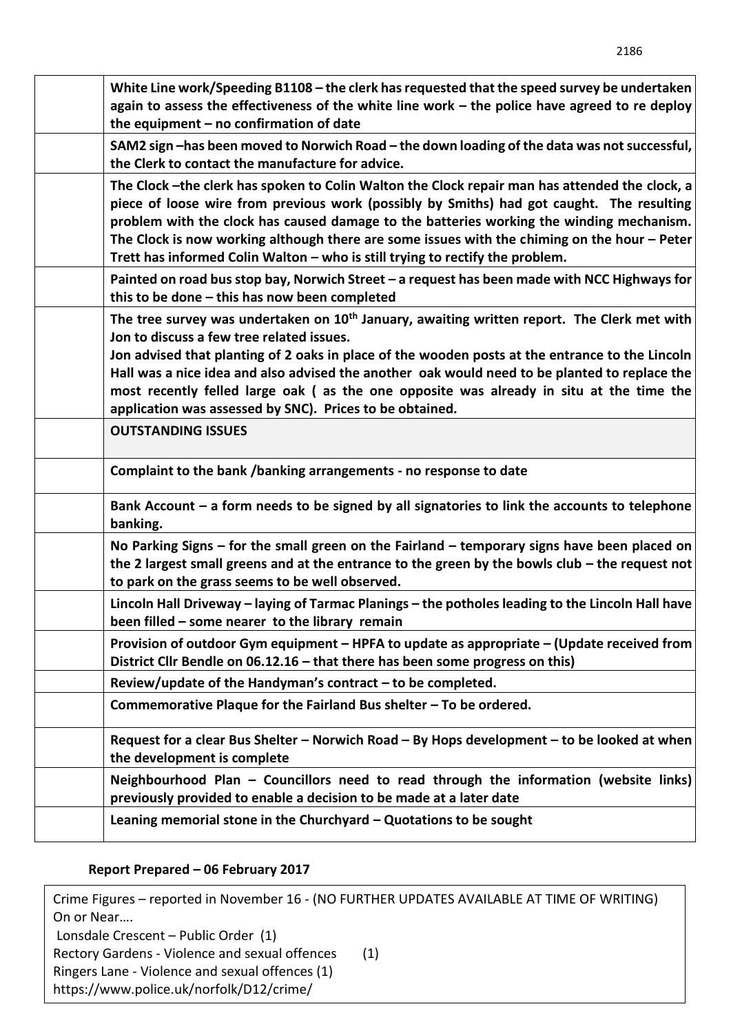| | |
|---|---|
| | **White Line work/Speeding B1108 – the clerk has requested that the speed survey be undertaken again to assess the effectiveness of the white line work – the police have agreed to re deploy the equipment – no confirmation of date** |
| | **SAM2 sign –has been moved to Norwich Road – the down loading of the data was not successful, the Clerk to contact the manufacture for advice.** |
| | **The Clock –the clerk has spoken to Colin Walton the Clock repair man has attended the clock, a piece of loose wire from previous work (possibly by Smiths) had got caught. The resulting problem with the clock has caused damage to the batteries working the winding mechanism. The Clock is now working although there are some issues with the chiming on the hour – Peter Trett has informed Colin Walton – who is still trying to rectify the problem.** |
| | **Painted on road bus stop bay, Norwich Street – a request has been made with NCC Highways for this to be done – this has now been completed** |
| | **The tree survey was undertaken on 10th January, awaiting written report. The Clerk met with Jon to discuss a few tree related issues.** **Jon advised that planting of 2 oaks in place of the wooden posts at the entrance to the Lincoln Hall was a nice idea and also advised the another oak would need to be planted to replace the most recently felled large oak ( as the one opposite was already in situ at the time the application was assessed by SNC). Prices to be obtained.** |
| | **OUTSTANDING ISSUES** |
| | **Complaint to the bank /banking arrangements - no response to date** |
| | **Bank Account – a form needs to be signed by all signatories to link the accounts to telephone banking.** |
| | **No Parking Signs – for the small green on the Fairland – temporary signs have been placed on the 2 largest small greens and at the entrance to the green by the bowls club – the request not to park on the grass seems to be well observed.** |
| | **Lincoln Hall Driveway – laying of Tarmac Planings – the potholes leading to the Lincoln Hall have been filled – some nearer to the library remain** |
| | **Provision of outdoor Gym equipment – HPFA to update as appropriate – (Update received from District Cllr Bendle on 06.12.16 – that there has been some progress on this)** |
| | **Review/update of the Handyman's contract – to be completed.** |
| | **Commemorative Plaque for the Fairland Bus shelter – To be ordered.** |
| | **Request for a clear Bus Shelter – Norwich Road – By Hops development – to be looked at when the development is complete** |
| | **Neighbourhood Plan – Councillors need to read through the information (website links) previously provided to enable a decision to be made at a later date** |
| | **Leaning memorial stone in the Churchyard – Quotations to be sought** |

**Report Prepared – 06 February 2017**

Crime Figures – reported in November 16 - (NO FURTHER UPDATES AVAILABLE AT TIME OF WRITING)
On or Near….
Lonsdale Crescent – Public Order (1)
Rectory Gardens - Violence and sexual offences (1)
Ringers Lane - Violence and sexual offences (1)
https://www.police.uk/norfolk/D12/crime/